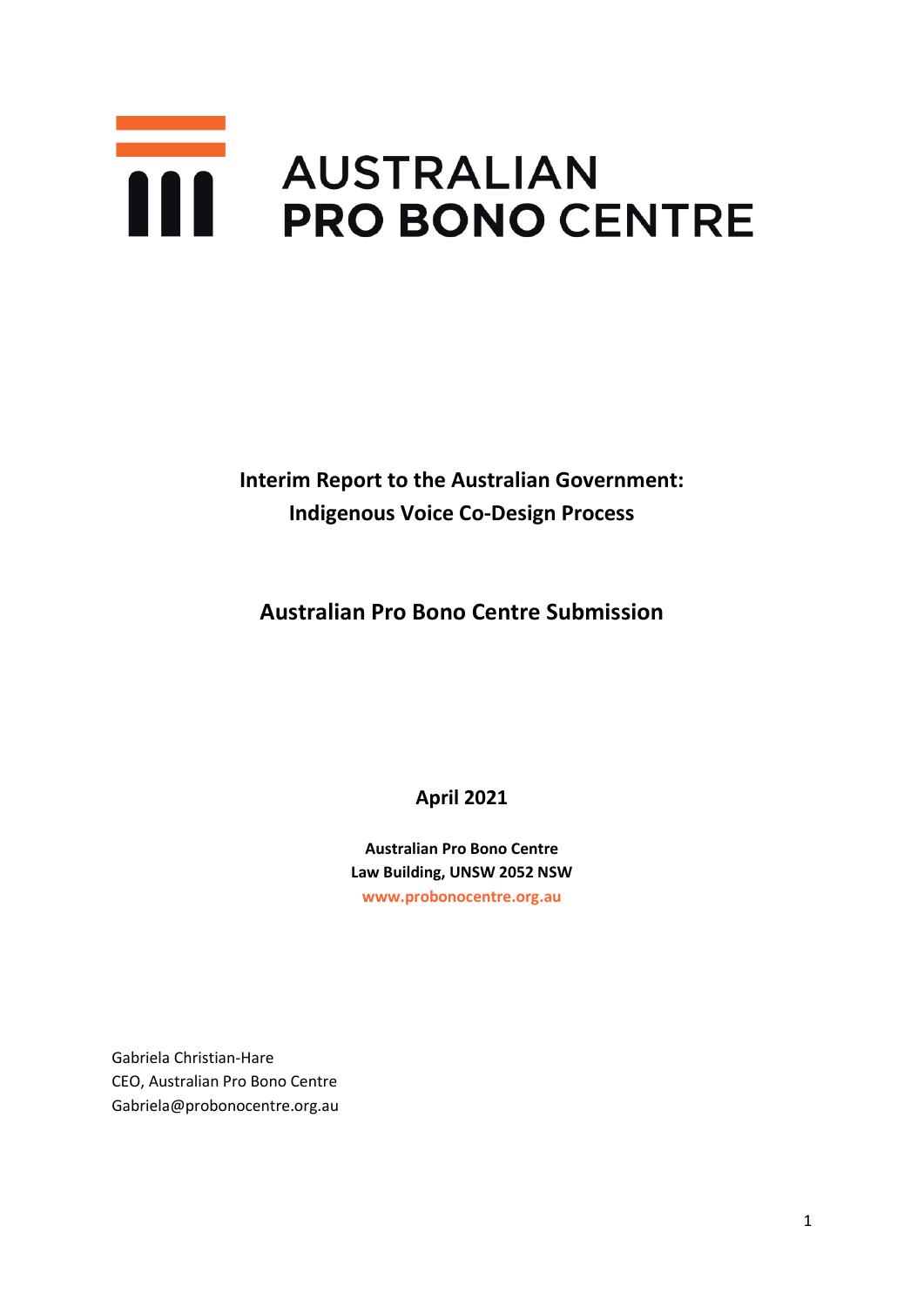**AUSTRALIAN PRO BONO CENTRE**

# Interim Report to the Australian Government: Indigenous Voice Co-Design Process

## Australian Pro Bono Centre Submission

**April 2021**

**Australian Pro Bono Centre**
**Law Building, UNSW 2052 NSW**
**www.probonocentre.org.au**

Gabriela Christian-Hare
CEO, Australian Pro Bono Centre
Gabriela@probonocentre.org.au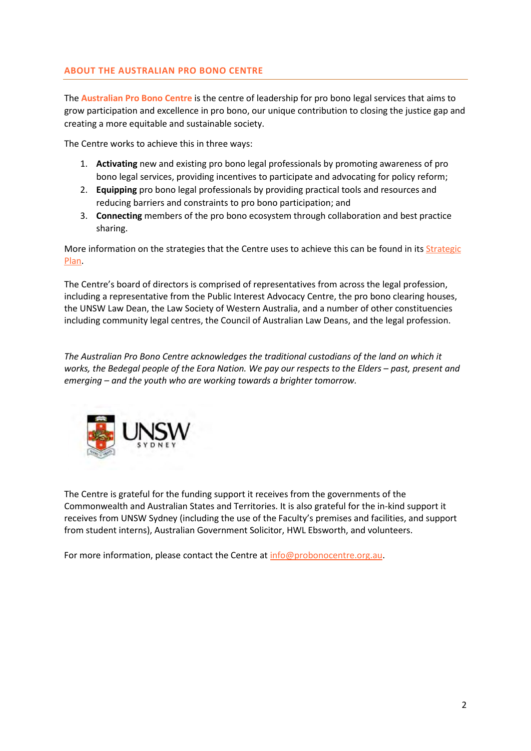## ABOUT THE AUSTRALIAN PRO BONO CENTRE

The **Australian Pro Bono Centre** is the centre of leadership for pro bono legal services that aims to grow participation and excellence in pro bono, our unique contribution to closing the justice gap and creating a more equitable and sustainable society.

The Centre works to achieve this in three ways:

1. **Activating** new and existing pro bono legal professionals by promoting awareness of pro bono legal services, providing incentives to participate and advocating for policy reform;
2. **Equipping** pro bono legal professionals by providing practical tools and resources and reducing barriers and constraints to pro bono participation; and
3. **Connecting** members of the pro bono ecosystem through collaboration and best practice sharing.

More information on the strategies that the Centre uses to achieve this can be found in its Strategic Plan.

The Centre's board of directors is comprised of representatives from across the legal profession, including a representative from the Public Interest Advocacy Centre, the pro bono clearing houses, the UNSW Law Dean, the Law Society of Western Australia, and a number of other constituencies including community legal centres, the Council of Australian Law Deans, and the legal profession.

*The Australian Pro Bono Centre acknowledges the traditional custodians of the land on which it works, the Bedegal people of the Eora Nation. We pay our respects to the Elders – past, present and emerging – and the youth who are working towards a brighter tomorrow.*

UNSW SYDNEY

The Centre is grateful for the funding support it receives from the governments of the Commonwealth and Australian States and Territories. It is also grateful for the in-kind support it receives from UNSW Sydney (including the use of the Faculty's premises and facilities, and support from student interns), Australian Government Solicitor, HWL Ebsworth, and volunteers.

For more information, please contact the Centre at info@probonocentre.org.au.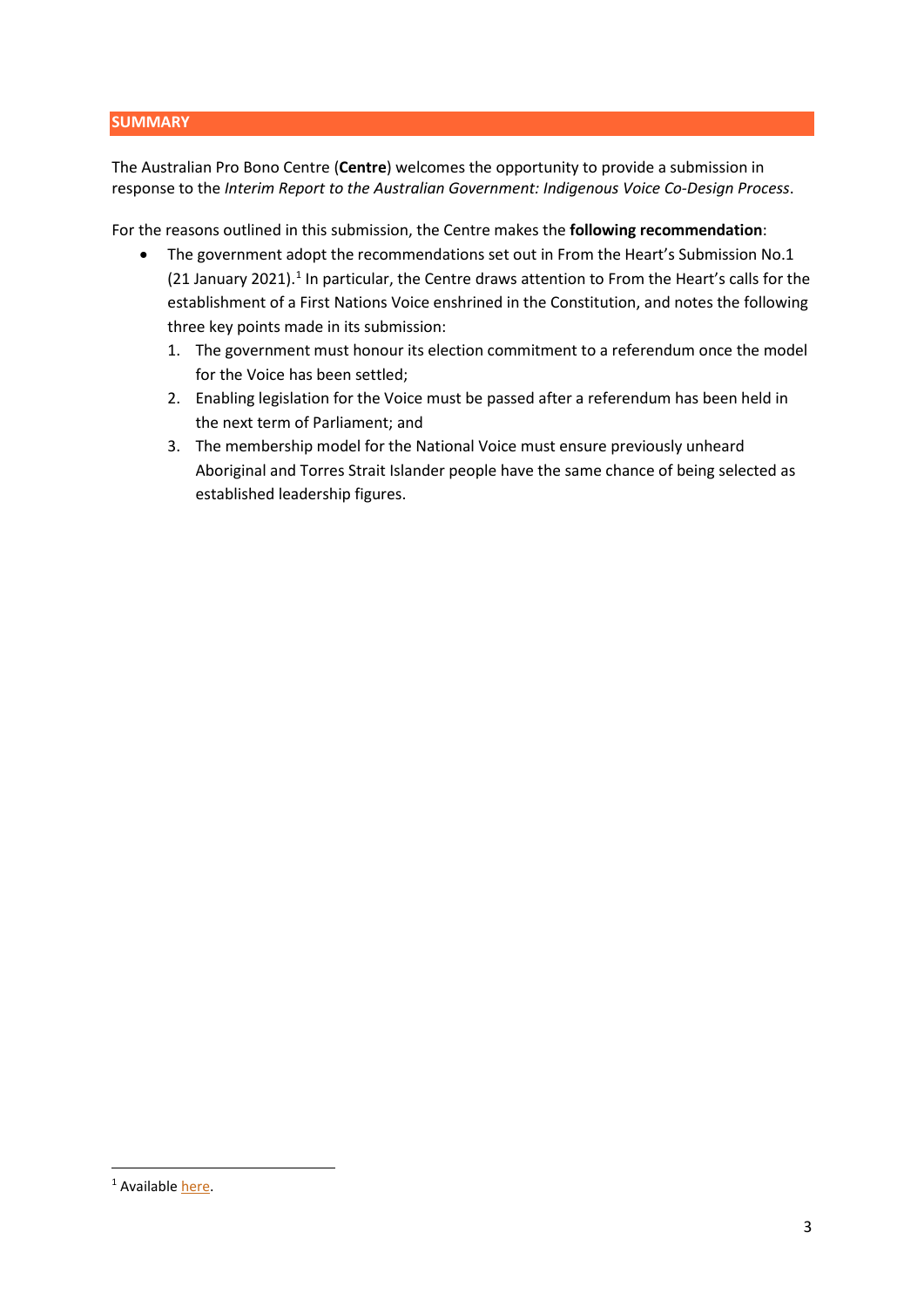## SUMMARY

The Australian Pro Bono Centre (**Centre**) welcomes the opportunity to provide a submission in response to the *Interim Report to the Australian Government: Indigenous Voice Co-Design Process*.

For the reasons outlined in this submission, the Centre makes the **following recommendation**:

- The government adopt the recommendations set out in From the Heart's Submission No.1 (21 January 2021).[1] In particular, the Centre draws attention to From the Heart's calls for the establishment of a First Nations Voice enshrined in the Constitution, and notes the following three key points made in its submission:
  1. The government must honour its election commitment to a referendum once the model for the Voice has been settled;
  2. Enabling legislation for the Voice must be passed after a referendum has been held in the next term of Parliament; and
  3. The membership model for the National Voice must ensure previously unheard Aboriginal and Torres Strait Islander people have the same chance of being selected as established leadership figures.

---

[1] Available here.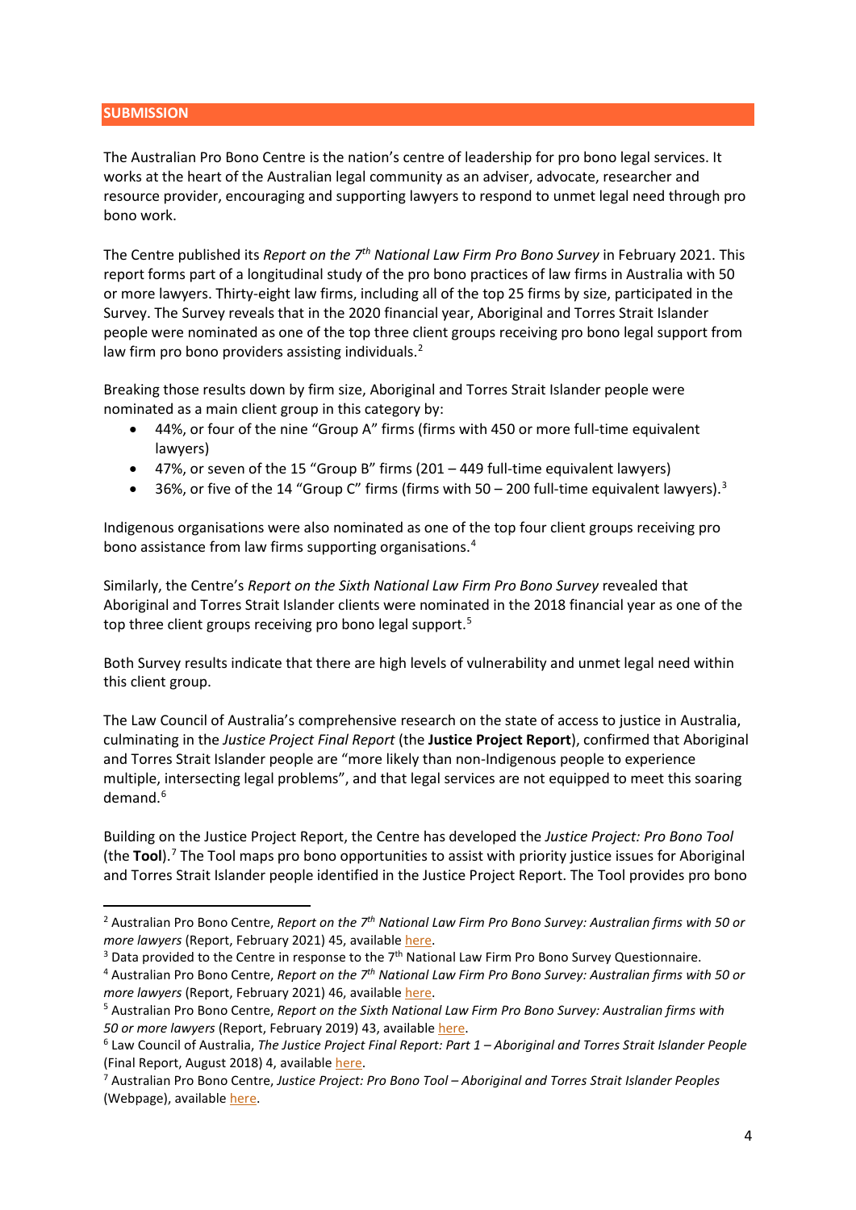## SUBMISSION

The Australian Pro Bono Centre is the nation's centre of leadership for pro bono legal services. It works at the heart of the Australian legal community as an adviser, advocate, researcher and resource provider, encouraging and supporting lawyers to respond to unmet legal need through pro bono work.

The Centre published its *Report on the 7th National Law Firm Pro Bono Survey* in February 2021. This report forms part of a longitudinal study of the pro bono practices of law firms in Australia with 50 or more lawyers. Thirty-eight law firms, including all of the top 25 firms by size, participated in the Survey. The Survey reveals that in the 2020 financial year, Aboriginal and Torres Strait Islander people were nominated as one of the top three client groups receiving pro bono legal support from law firm pro bono providers assisting individuals.[2]

Breaking those results down by firm size, Aboriginal and Torres Strait Islander people were nominated as a main client group in this category by:

- 44%, or four of the nine "Group A" firms (firms with 450 or more full-time equivalent lawyers)
- 47%, or seven of the 15 "Group B" firms (201 – 449 full-time equivalent lawyers)
- 36%, or five of the 14 "Group C" firms (firms with 50 – 200 full-time equivalent lawyers).[3]

Indigenous organisations were also nominated as one of the top four client groups receiving pro bono assistance from law firms supporting organisations.[4]

Similarly, the Centre's *Report on the Sixth National Law Firm Pro Bono Survey* revealed that Aboriginal and Torres Strait Islander clients were nominated in the 2018 financial year as one of the top three client groups receiving pro bono legal support.[5]

Both Survey results indicate that there are high levels of vulnerability and unmet legal need within this client group.

The Law Council of Australia's comprehensive research on the state of access to justice in Australia, culminating in the *Justice Project Final Report* (the **Justice Project Report**), confirmed that Aboriginal and Torres Strait Islander people are "more likely than non-Indigenous people to experience multiple, intersecting legal problems", and that legal services are not equipped to meet this soaring demand.[6]

Building on the Justice Project Report, the Centre has developed the *Justice Project: Pro Bono Tool* (the **Tool**).[7] The Tool maps pro bono opportunities to assist with priority justice issues for Aboriginal and Torres Strait Islander people identified in the Justice Project Report. The Tool provides pro bono

---

[2] Australian Pro Bono Centre, *Report on the 7th National Law Firm Pro Bono Survey: Australian firms with 50 or more lawyers* (Report, February 2021) 45, available here.

[3] Data provided to the Centre in response to the 7th National Law Firm Pro Bono Survey Questionnaire.

[4] Australian Pro Bono Centre, *Report on the 7th National Law Firm Pro Bono Survey: Australian firms with 50 or more lawyers* (Report, February 2021) 46, available here.

[5] Australian Pro Bono Centre, *Report on the Sixth National Law Firm Pro Bono Survey: Australian firms with 50 or more lawyers* (Report, February 2019) 43, available here.

[6] Law Council of Australia, *The Justice Project Final Report: Part 1 – Aboriginal and Torres Strait Islander People* (Final Report, August 2018) 4, available here.

[7] Australian Pro Bono Centre, *Justice Project: Pro Bono Tool – Aboriginal and Torres Strait Islander Peoples* (Webpage), available here.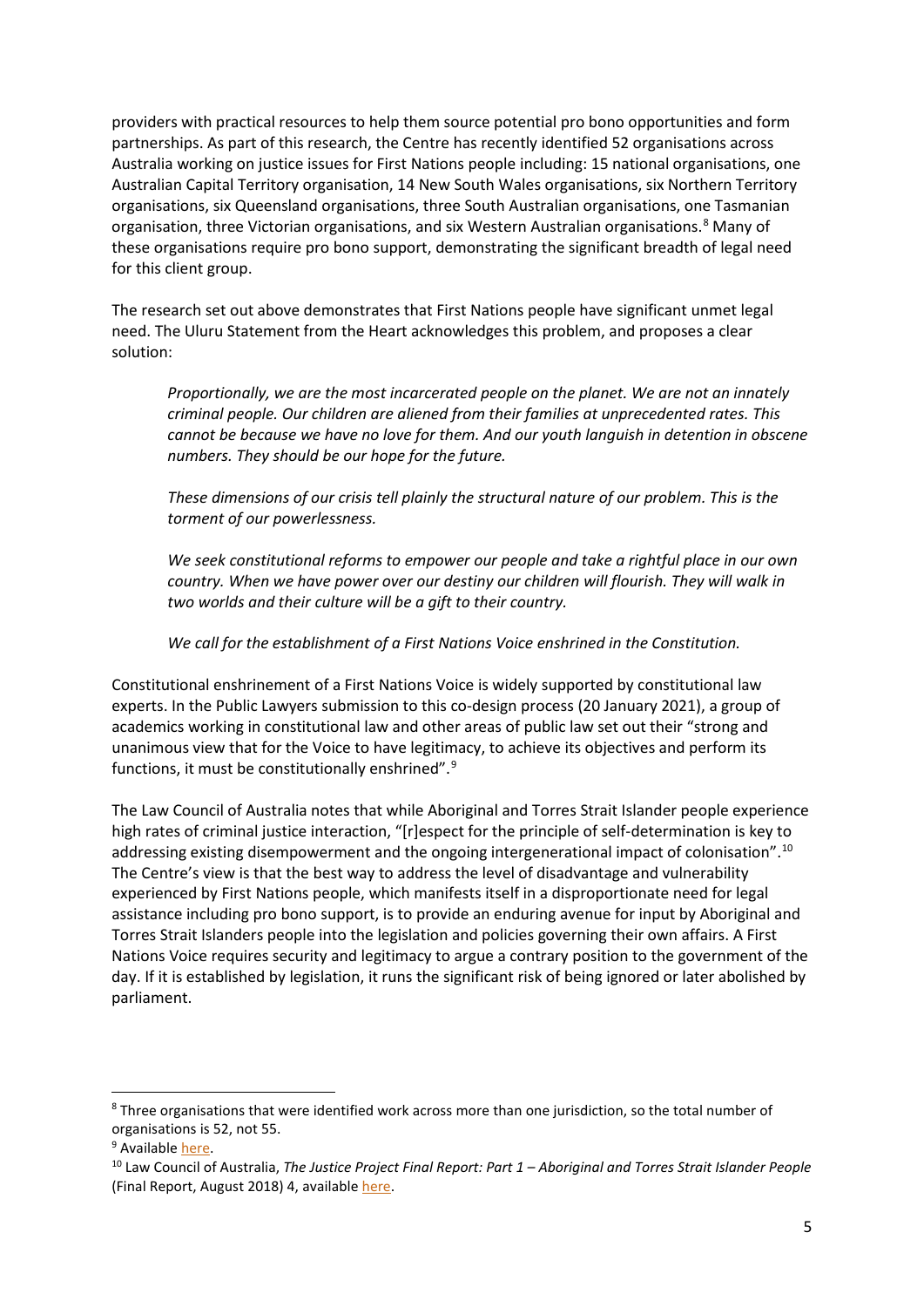providers with practical resources to help them source potential pro bono opportunities and form partnerships. As part of this research, the Centre has recently identified 52 organisations across Australia working on justice issues for First Nations people including: 15 national organisations, one Australian Capital Territory organisation, 14 New South Wales organisations, six Northern Territory organisations, six Queensland organisations, three South Australian organisations, one Tasmanian organisation, three Victorian organisations, and six Western Australian organisations.[8] Many of these organisations require pro bono support, demonstrating the significant breadth of legal need for this client group.

The research set out above demonstrates that First Nations people have significant unmet legal need. The Uluru Statement from the Heart acknowledges this problem, and proposes a clear solution:

> *Proportionally, we are the most incarcerated people on the planet. We are not an innately criminal people. Our children are aliened from their families at unprecedented rates. This cannot be because we have no love for them. And our youth languish in detention in obscene numbers. They should be our hope for the future.*
>
> *These dimensions of our crisis tell plainly the structural nature of our problem. This is the torment of our powerlessness.*
>
> *We seek constitutional reforms to empower our people and take a rightful place in our own country. When we have power over our destiny our children will flourish. They will walk in two worlds and their culture will be a gift to their country.*
>
> *We call for the establishment of a First Nations Voice enshrined in the Constitution.*

Constitutional enshrinement of a First Nations Voice is widely supported by constitutional law experts. In the Public Lawyers submission to this co-design process (20 January 2021), a group of academics working in constitutional law and other areas of public law set out their "strong and unanimous view that for the Voice to have legitimacy, to achieve its objectives and perform its functions, it must be constitutionally enshrined".[9]

The Law Council of Australia notes that while Aboriginal and Torres Strait Islander people experience high rates of criminal justice interaction, "[r]espect for the principle of self-determination is key to addressing existing disempowerment and the ongoing intergenerational impact of colonisation".[10] The Centre's view is that the best way to address the level of disadvantage and vulnerability experienced by First Nations people, which manifests itself in a disproportionate need for legal assistance including pro bono support, is to provide an enduring avenue for input by Aboriginal and Torres Strait Islanders people into the legislation and policies governing their own affairs. A First Nations Voice requires security and legitimacy to argue a contrary position to the government of the day. If it is established by legislation, it runs the significant risk of being ignored or later abolished by parliament.

---

[8] Three organisations that were identified work across more than one jurisdiction, so the total number of organisations is 52, not 55.

[9] Available here.

[10] Law Council of Australia, *The Justice Project Final Report: Part 1 – Aboriginal and Torres Strait Islander People* (Final Report, August 2018) 4, available here.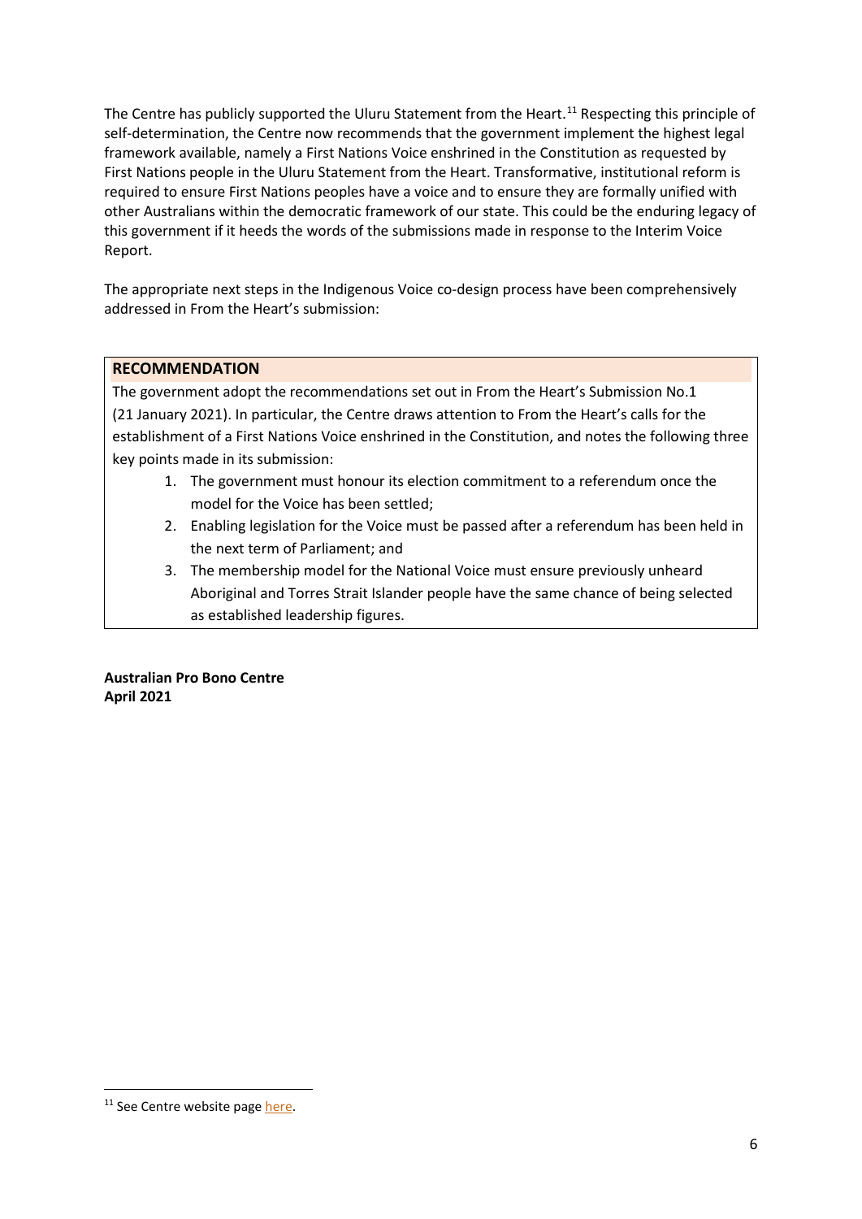The Centre has publicly supported the Uluru Statement from the Heart.[11] Respecting this principle of self-determination, the Centre now recommends that the government implement the highest legal framework available, namely a First Nations Voice enshrined in the Constitution as requested by First Nations people in the Uluru Statement from the Heart. Transformative, institutional reform is required to ensure First Nations peoples have a voice and to ensure they are formally unified with other Australians within the democratic framework of our state. This could be the enduring legacy of this government if it heeds the words of the submissions made in response to the Interim Voice Report.

The appropriate next steps in the Indigenous Voice co-design process have been comprehensively addressed in From the Heart's submission:

> **RECOMMENDATION**
>
> The government adopt the recommendations set out in From the Heart's Submission No.1 (21 January 2021). In particular, the Centre draws attention to From the Heart's calls for the establishment of a First Nations Voice enshrined in the Constitution, and notes the following three key points made in its submission:
>
> 1. The government must honour its election commitment to a referendum once the model for the Voice has been settled;
> 2. Enabling legislation for the Voice must be passed after a referendum has been held in the next term of Parliament; and
> 3. The membership model for the National Voice must ensure previously unheard Aboriginal and Torres Strait Islander people have the same chance of being selected as established leadership figures.

**Australian Pro Bono Centre**
**April 2021**

[11] See Centre website page here.